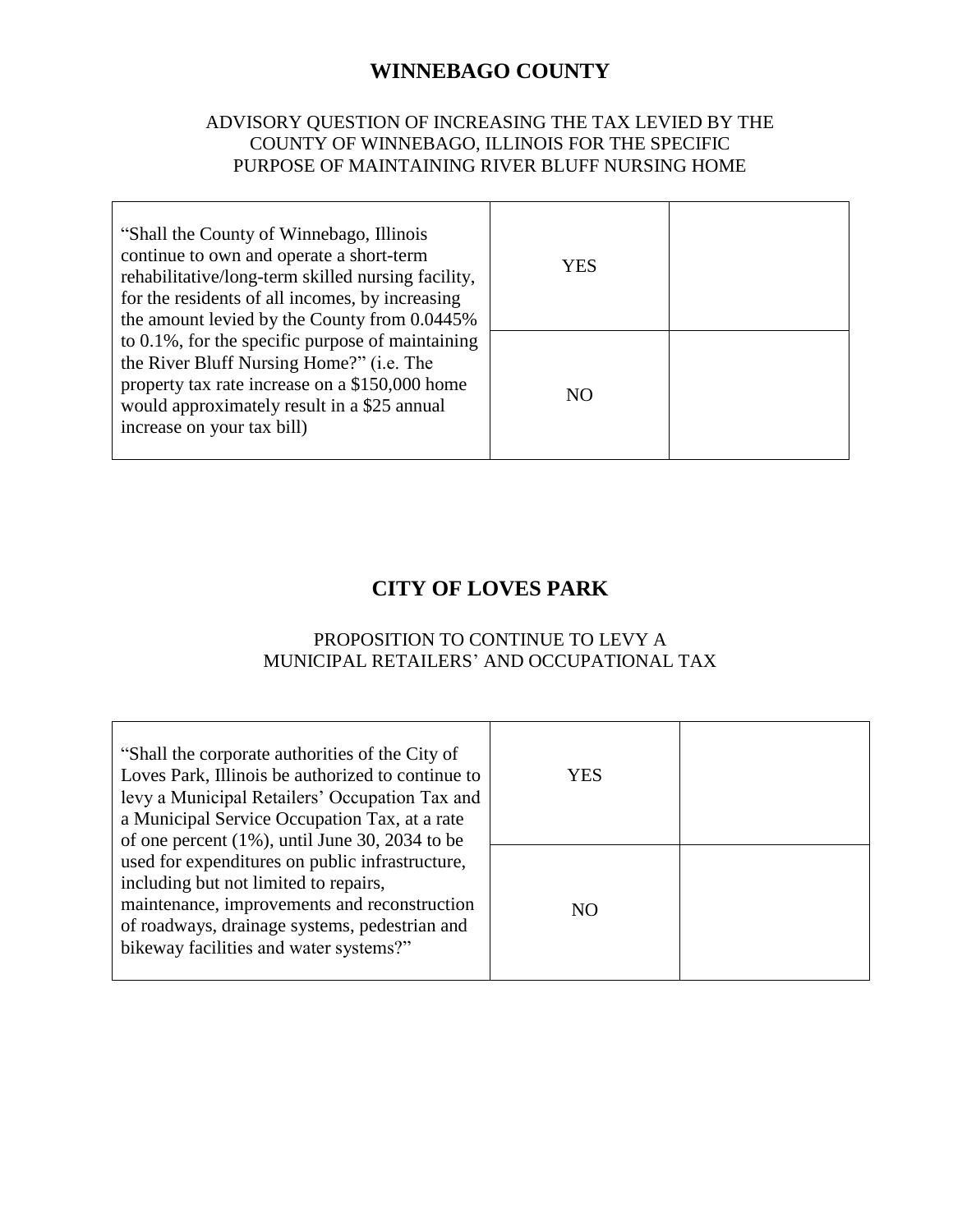# WINNEBAGO COUNTY

ADVISORY QUESTION OF INCREASING THE TAX LEVIED BY THE COUNTY OF WINNEBAGO, ILLINOIS FOR THE SPECIFIC PURPOSE OF MAINTAINING RIVER BLUFF NURSING HOME

| “Shall the County of Winnebago, Illinois continue to own and operate a short-term rehabilitative/long-term skilled nursing facility, for the residents of all incomes, by increasing the amount levied by the County from 0.0445% to 0.1%, for the specific purpose of maintaining the River Bluff Nursing Home?” (i.e. The property tax rate increase on a $150,000 home would approximately result in a $25 annual increase on your tax bill) | YES | |
|---|---|---|
| | NO | |

# CITY OF LOVES PARK

PROPOSITION TO CONTINUE TO LEVY A MUNICIPAL RETAILERS’ AND OCCUPATIONAL TAX

| “Shall the corporate authorities of the City of Loves Park, Illinois be authorized to continue to levy a Municipal Retailers’ Occupation Tax and a Municipal Service Occupation Tax, at a rate of one percent (1%), until June 30, 2034 to be used for expenditures on public infrastructure, including but not limited to repairs, maintenance, improvements and reconstruction of roadways, drainage systems, pedestrian and bikeway facilities and water systems?” | YES | |
|---|---|---|
| | NO | |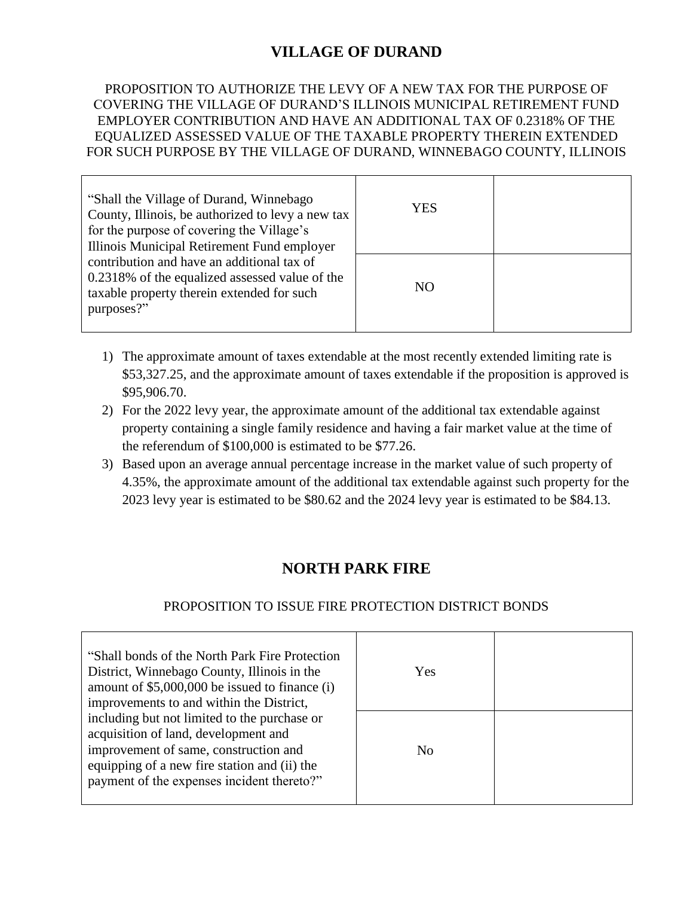# VILLAGE OF DURAND

PROPOSITION TO AUTHORIZE THE LEVY OF A NEW TAX FOR THE PURPOSE OF COVERING THE VILLAGE OF DURAND'S ILLINOIS MUNICIPAL RETIREMENT FUND EMPLOYER CONTRIBUTION AND HAVE AN ADDITIONAL TAX OF 0.2318% OF THE EQUALIZED ASSESSED VALUE OF THE TAXABLE PROPERTY THEREIN EXTENDED FOR SUCH PURPOSE BY THE VILLAGE OF DURAND, WINNEBAGO COUNTY, ILLINOIS

| | | |
|---|---|---|
| "Shall the Village of Durand, Winnebago County, Illinois, be authorized to levy a new tax for the purpose of covering the Village's Illinois Municipal Retirement Fund employer contribution and have an additional tax of 0.2318% of the equalized assessed value of the taxable property therein extended for such purposes?" | YES | |
| | NO | |

1) The approximate amount of taxes extendable at the most recently extended limiting rate is $53,327.25, and the approximate amount of taxes extendable if the proposition is approved is $95,906.70.
2) For the 2022 levy year, the approximate amount of the additional tax extendable against property containing a single family residence and having a fair market value at the time of the referendum of $100,000 is estimated to be $77.26.
3) Based upon an average annual percentage increase in the market value of such property of 4.35%, the approximate amount of the additional tax extendable against such property for the 2023 levy year is estimated to be $80.62 and the 2024 levy year is estimated to be $84.13.

# NORTH PARK FIRE

PROPOSITION TO ISSUE FIRE PROTECTION DISTRICT BONDS

| | | |
|---|---|---|
| "Shall bonds of the North Park Fire Protection District, Winnebago County, Illinois in the amount of $5,000,000 be issued to finance (i) improvements to and within the District, including but not limited to the purchase or acquisition of land, development and improvement of same, construction and equipping of a new fire station and (ii) the payment of the expenses incident thereto?" | Yes | |
| | No | |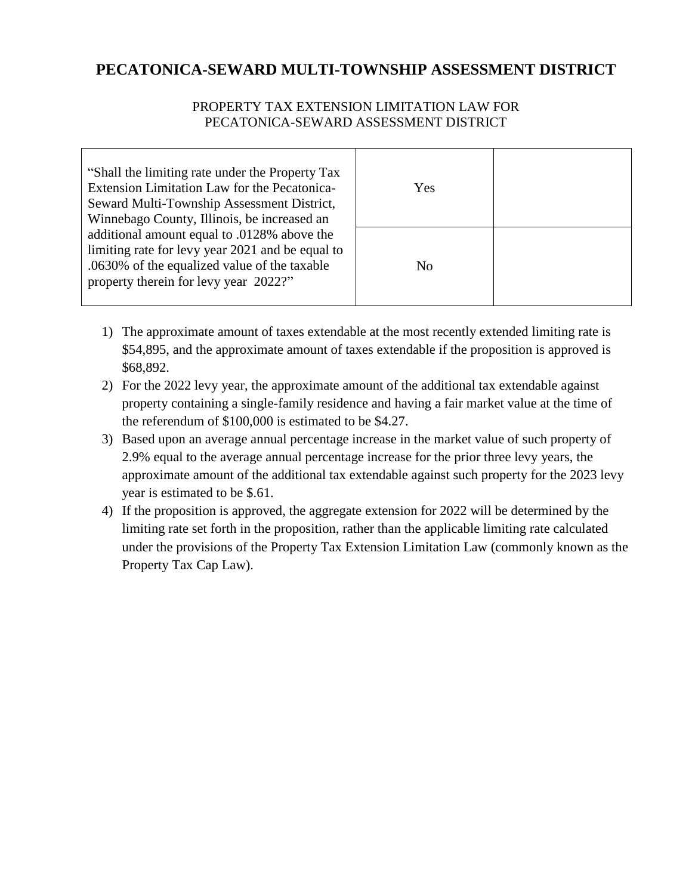# PECATONICA-SEWARD MULTI-TOWNSHIP ASSESSMENT DISTRICT

PROPERTY TAX EXTENSION LIMITATION LAW FOR
PECATONICA-SEWARD ASSESSMENT DISTRICT

| "Shall the limiting rate under the Property Tax Extension Limitation Law for the Pecatonica-Seward Multi-Township Assessment District, Winnebago County, Illinois, be increased an additional amount equal to .0128% above the limiting rate for levy year 2021 and be equal to .0630% of the equalized value of the taxable property therein for levy year 2022?" | Yes | |
|---|---|---|
| | No | |

1) The approximate amount of taxes extendable at the most recently extended limiting rate is $54,895, and the approximate amount of taxes extendable if the proposition is approved is $68,892.
2) For the 2022 levy year, the approximate amount of the additional tax extendable against property containing a single-family residence and having a fair market value at the time of the referendum of $100,000 is estimated to be $4.27.
3) Based upon an average annual percentage increase in the market value of such property of 2.9% equal to the average annual percentage increase for the prior three levy years, the approximate amount of the additional tax extendable against such property for the 2023 levy year is estimated to be $.61.
4) If the proposition is approved, the aggregate extension for 2022 will be determined by the limiting rate set forth in the proposition, rather than the applicable limiting rate calculated under the provisions of the Property Tax Extension Limitation Law (commonly known as the Property Tax Cap Law).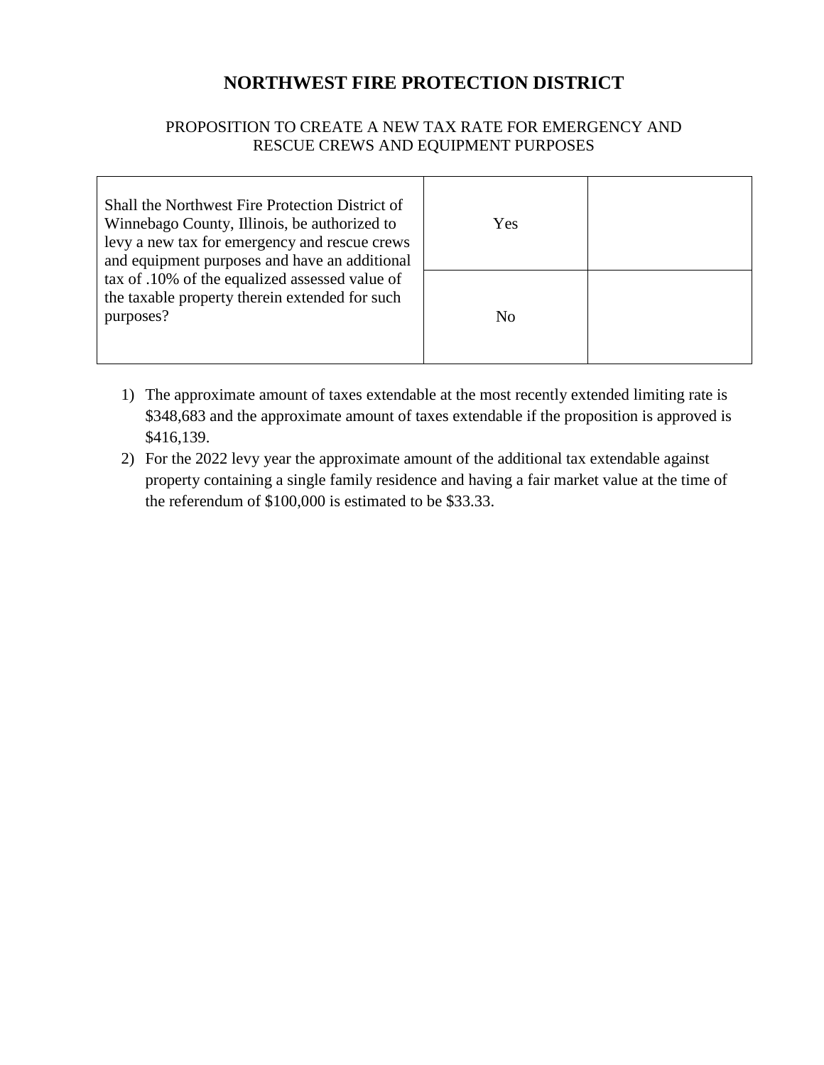# NORTHWEST FIRE PROTECTION DISTRICT

PROPOSITION TO CREATE A NEW TAX RATE FOR EMERGENCY AND RESCUE CREWS AND EQUIPMENT PURPOSES

| | | |
|---|---|---|
| Shall the Northwest Fire Protection District of Winnebago County, Illinois, be authorized to levy a new tax for emergency and rescue crews and equipment purposes and have an additional tax of .10% of the equalized assessed value of the taxable property therein extended for such purposes? | Yes | |
| | No | |

1) The approximate amount of taxes extendable at the most recently extended limiting rate is $348,683 and the approximate amount of taxes extendable if the proposition is approved is $416,139.
2) For the 2022 levy year the approximate amount of the additional tax extendable against property containing a single family residence and having a fair market value at the time of the referendum of $100,000 is estimated to be $33.33.